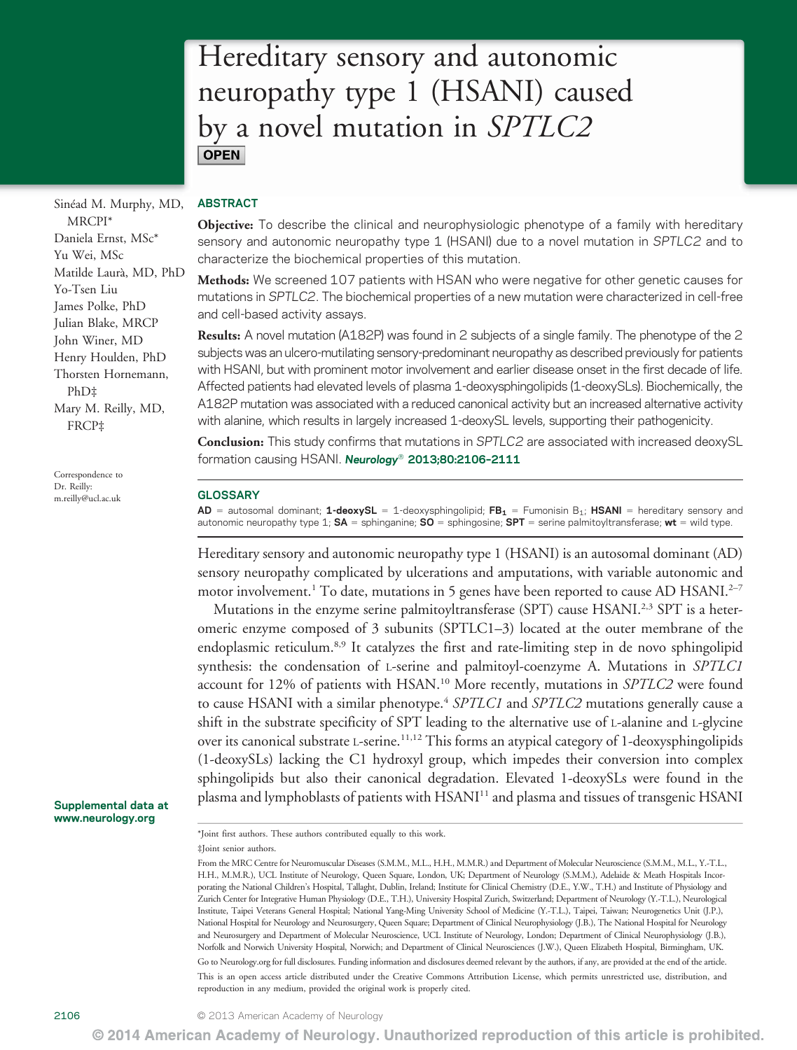# Hereditary sensory and autonomic neuropathy type 1 (HSANI) caused by a novel mutation in *SPTLC2*

**OPEN**

Sinéad M. Murphy, MD, MRCPI*
Daniela Ernst, MSc*
Yu Wei, MSc
Matilde Laurà, MD, PhD
Yo-Tsen Liu
James Polke, PhD
Julian Blake, MRCP
John Winer, MD
Henry Houlden, PhD
Thorsten Hornemann, PhD‡
Mary M. Reilly, MD, FRCP‡

Correspondence to Dr. Reilly: m.reilly@ucl.ac.uk

## ABSTRACT

**Objective:** To describe the clinical and neurophysiologic phenotype of a family with hereditary sensory and autonomic neuropathy type 1 (HSANI) due to a novel mutation in *SPTLC2* and to characterize the biochemical properties of this mutation.

**Methods:** We screened 107 patients with HSAN who were negative for other genetic causes for mutations in *SPTLC2*. The biochemical properties of a new mutation were characterized in cell-free and cell-based activity assays.

**Results:** A novel mutation (A182P) was found in 2 subjects of a single family. The phenotype of the 2 subjects was an ulcero-mutilating sensory-predominant neuropathy as described previously for patients with HSANI, but with prominent motor involvement and earlier disease onset in the first decade of life. Affected patients had elevated levels of plasma 1-deoxysphingolipids (1-deoxySLs). Biochemically, the A182P mutation was associated with a reduced canonical activity but an increased alternative activity with alanine, which results in largely increased 1-deoxySL levels, supporting their pathogenicity.

**Conclusion:** This study confirms that mutations in *SPTLC2* are associated with increased deoxySL formation causing HSANI. *Neurology®* **2013;80:2106–2111**

## GLOSSARY

**AD** = autosomal dominant; **1-deoxySL** = 1-deoxysphingolipid; **$FB_1$** = Fumonisin $B_1$; **HSANI** = hereditary sensory and autonomic neuropathy type 1; **SA** = sphinganine; **SO** = sphingosine; **SPT** = serine palmitoyltransferase; **wt** = wild type.

Hereditary sensory and autonomic neuropathy type 1 (HSANI) is an autosomal dominant (AD) sensory neuropathy complicated by ulcerations and amputations, with variable autonomic and motor involvement.[1] To date, mutations in 5 genes have been reported to cause AD HSANI.[2–7]

Mutations in the enzyme serine palmitoyltransferase (SPT) cause HSANI.[2,3] SPT is a heteromeric enzyme composed of 3 subunits (SPTLC1–3) located at the outer membrane of the endoplasmic reticulum.[8,9] It catalyzes the first and rate-limiting step in de novo sphingolipid synthesis: the condensation of L-serine and palmitoyl-coenzyme A. Mutations in *SPTLC1* account for 12% of patients with HSAN.[10] More recently, mutations in *SPTLC2* were found to cause HSANI with a similar phenotype.[4] *SPTLC1* and *SPTLC2* mutations generally cause a shift in the substrate specificity of SPT leading to the alternative use of L-alanine and L-glycine over its canonical substrate L-serine.[11,12] This forms an atypical category of 1-deoxysphingolipids (1-deoxySLs) lacking the C1 hydroxyl group, which impedes their conversion into complex sphingolipids but also their canonical degradation. Elevated 1-deoxySLs were found in the plasma and lymphoblasts of patients with HSANI[11] and plasma and tissues of transgenic HSANI

Supplemental data at www.neurology.org

*Joint first authors. These authors contributed equally to this work.

‡Joint senior authors.

From the MRC Centre for Neuromuscular Diseases (S.M.M., M.L., H.H., M.M.R.) and Department of Molecular Neuroscience (S.M.M., M.L., Y.-T.L., H.H., M.M.R.), UCL Institute of Neurology, Queen Square, London, UK; Department of Neurology (S.M.M.), Adelaide & Meath Hospitals Incorporating the National Children's Hospital, Tallaght, Dublin, Ireland; Institute for Clinical Chemistry (D.E., Y.W., T.H.) and Institute of Physiology and Zurich Center for Integrative Human Physiology (D.E., T.H.), University Hospital Zurich, Switzerland; Department of Neurology (Y.-T.L.), Neurological Institute, Taipei Veterans General Hospital; National Yang-Ming University School of Medicine (Y.-T.L.), Taipei, Taiwan; Neurogenetics Unit (J.P.), National Hospital for Neurology and Neurosurgery, Queen Square; Department of Clinical Neurophysiology (J.B.), The National Hospital for Neurology and Neurosurgery and Department of Molecular Neuroscience, UCL Institute of Neurology, London; Department of Clinical Neurophysiology (J.B.), Norfolk and Norwich University Hospital, Norwich; and Department of Clinical Neurosciences (J.W.), Queen Elizabeth Hospital, Birmingham, UK.

Go to Neurology.org for full disclosures. Funding information and disclosures deemed relevant by the authors, if any, are provided at the end of the article.

This is an open access article distributed under the Creative Commons Attribution License, which permits unrestricted use, distribution, and reproduction in any medium, provided the original work is properly cited.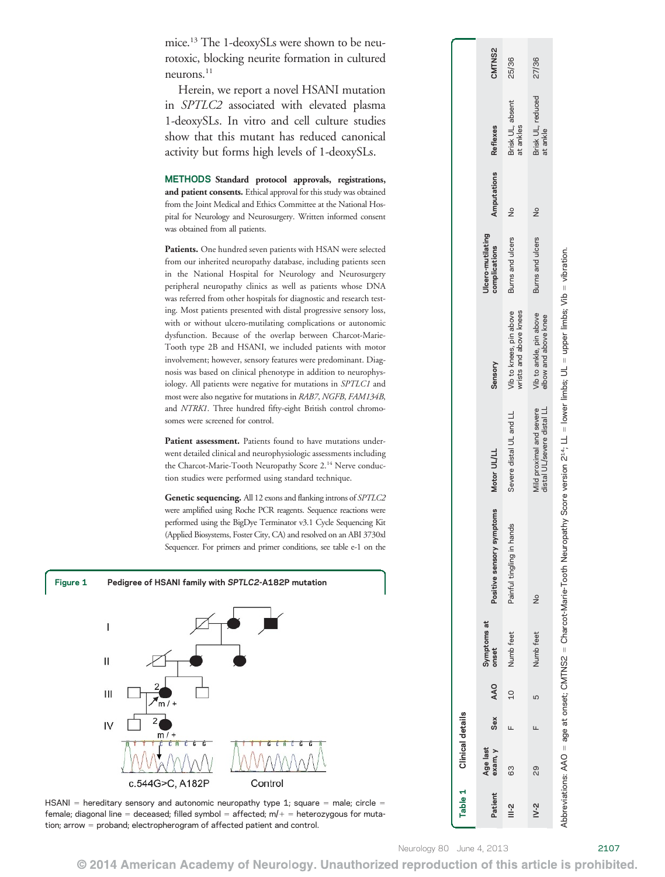mice.[13] The 1-deoxySLs were shown to be neurotoxic, blocking neurite formation in cultured neurons.[11]

Herein, we report a novel HSANI mutation in *SPTLC2* associated with elevated plasma 1-deoxySLs. In vitro and cell culture studies show that this mutant has reduced canonical activity but forms high levels of 1-deoxySLs.

## METHODS

**Standard protocol approvals, registrations, and patient consents.** Ethical approval for this study was obtained from the Joint Medical and Ethics Committee at the National Hospital for Neurology and Neurosurgery. Written informed consent was obtained from all patients.

**Patients.** One hundred seven patients with HSAN were selected from our inherited neuropathy database, including patients seen in the National Hospital for Neurology and Neurosurgery peripheral neuropathy clinics as well as patients whose DNA was referred from other hospitals for diagnostic and research testing. Most patients presented with distal progressive sensory loss, with or without ulcero-mutilating complications or autonomic dysfunction. Because of the overlap between Charcot-Marie-Tooth type 2B and HSANI, we included patients with motor involvement; however, sensory features were predominant. Diagnosis was based on clinical phenotype in addition to neurophysiology. All patients were negative for mutations in *SPTLC1* and most were also negative for mutations in *RAB7*, *NGFB*, *FAM134B*, and *NTRK1*. Three hundred fifty-eight British control chromosomes were screened for control.

**Patient assessment.** Patients found to have mutations underwent detailed clinical and neurophysiologic assessments including the Charcot-Marie-Tooth Neuropathy Score 2.[14] Nerve conduction studies were performed using standard technique.

**Genetic sequencing.** All 12 exons and flanking introns of *SPTLC2* were amplified using Roche PCR reagents. Sequence reactions were performed using the BigDye Terminator v3.1 Cycle Sequencing Kit (Applied Biosystems, Foster City, CA) and resolved on an ABI 3730xl Sequencer. For primers and primer conditions, see table e-1 on the

**Figure 1** Pedigree of HSANI family with *SPTLC2*-A182P mutation

HSANI = hereditary sensory and autonomic neuropathy type 1; square = male; circle = female; diagonal line = deceased; filled symbol = affected; m/+ = heterozygous for mutation; arrow = proband; electropherogram of affected patient and control.

**Table 1** Clinical details

| Patient | Age last exam, y | Sex | AAO | Symptoms at onset | Positive sensory symptoms | Motor UL/LL | Sensory | Ulcero-mutilating complications | Amputations | Reflexes | CMTNS2 |
|---|---|---|---|---|---|---|---|---|---|---|---|
| III-2 | 63 | F | 10 | Numb feet | Painful tingling in hands | Severe distal UL and LL | Vib to knees, pin above wrists and above knees | Burns and ulcers | No | Brisk UL, absent at ankles | 25/36 |
| IV-2 | 29 | F | 5 | Numb feet | No | Mild proximal and severe distal UL/severe distal LL | Vib to ankle, pin above elbow and above knee | Burns and ulcers | No | Brisk UL, reduced at ankle | 27/36 |

Abbreviations: AAO = age at onset; CMTNS2 = Charcot-Marie-Tooth Neuropathy Score version 2[14]; LL = lower limbs; UL = upper limbs; Vib = vibration.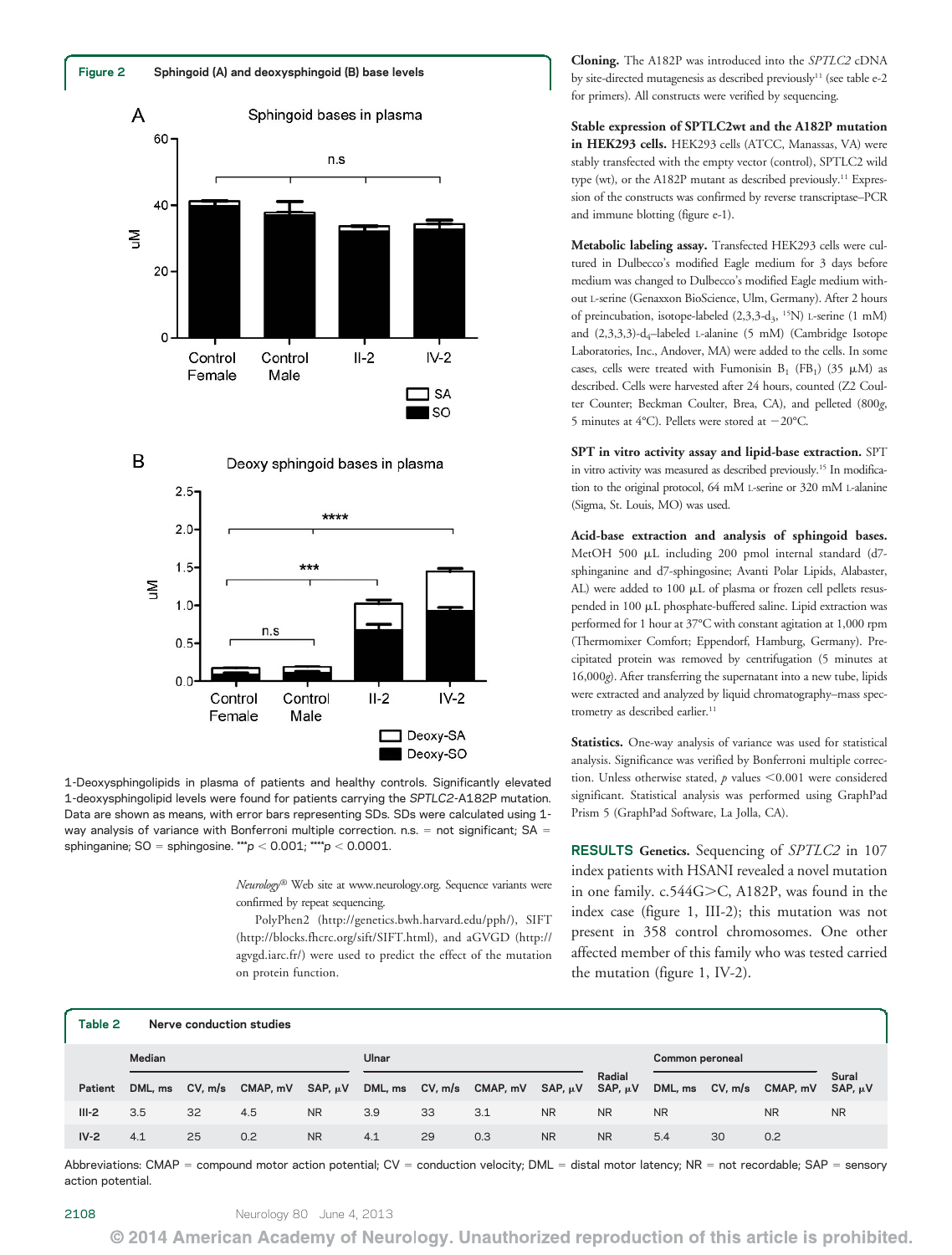**Figure 2** Sphingoid (A) and deoxysphingoid (B) base levels

1-Deoxysphingolipids in plasma of patients and healthy controls. Significantly elevated 1-deoxysphingolipid levels were found for patients carrying the *SPTLC2*-A182P mutation. Data are shown as means, with error bars representing SDs. SDs were calculated using 1-way analysis of variance with Bonferroni correction. n.s. = not significant; SA = sphinganine; SO = sphingosine. ***$p < 0.001$; ****$p < 0.0001$.

*Neurology*® Web site at www.neurology.org. Sequence variants were confirmed by repeat sequencing.

PolyPhen2 (http://genetics.bwh.harvard.edu/pph/), SIFT (http://blocks.fhcrc.org/sift/SIFT.html), and aGVGD (http://agvgd.iarc.fr/) were used to predict the effect of the mutation on protein function.

**Cloning.** The A182P was introduced into the *SPTLC2* cDNA by site-directed mutagenesis as described previously[11] (see table e-2 for primers). All constructs were verified by sequencing.

**Stable expression of SPTLC2wt and the A182P mutation in HEK293 cells.** HEK293 cells (ATCC, Manassas, VA) were stably transfected with the empty vector (control), SPTLC2 wild type (wt), or the A182P mutant as described previously.[11] Expression of the constructs was confirmed by reverse transcriptase–PCR and immune blotting (figure e-1).

**Metabolic labeling assay.** Transfected HEK293 cells were cultured in Dulbecco's modified Eagle medium for 3 days before medium was changed to Dulbecco's modified Eagle medium without L-serine (Genaxxon BioScience, Ulm, Germany). After 2 hours of preincubation, isotope-labeled (2,3,3-$d_3$, $^{15}N$) L-serine (1 mM) and (2,3,3,3)-$d_4$–labeled L-alanine (5 mM) (Cambridge Isotope Laboratories, Inc., Andover, MA) were added to the cells. In some cases, cells were treated with Fumonisin $B_1$ ($FB_1$) (35 μM) as described. Cells were harvested after 24 hours, counted (Z2 Coulter Counter; Beckman Coulter, Brea, CA), and pelleted (800*g*, 5 minutes at 4°C). Pellets were stored at −20°C.

**SPT in vitro activity assay and lipid-base extraction.** SPT in vitro activity was measured as described previously.[15] In modification to the original protocol, 64 mM L-serine or 320 mM L-alanine (Sigma, St. Louis, MO) was used.

**Acid-base extraction and analysis of sphingoid bases.** MetOH 500 μL including 200 pmol internal standard (d7-sphinganine and d7-sphingosine; Avanti Polar Lipids, Alabaster, AL) were added to 100 μL of plasma or frozen cell pellets resuspended in 100 μL phosphate-buffered saline. Lipid extraction was performed for 1 hour at 37°C with constant agitation at 1,000 rpm (Thermomixer Comfort; Eppendorf, Hamburg, Germany). Precipitated protein was removed by centrifugation (5 minutes at 16,000*g*). After transferring the supernatant into a new tube, lipids were extracted and analyzed by liquid chromatography–mass spectrometry as described earlier.[11]

**Statistics.** One-way analysis of variance was used for statistical analysis. Significance was verified by Bonferroni multiple correction. Unless otherwise stated, $p$ values <0.001 were considered significant. Statistical analysis was performed using GraphPad Prism 5 (GraphPad Software, La Jolla, CA).

## RESULTS

**Genetics.** Sequencing of *SPTLC2* in 107 index patients with HSANI revealed a novel mutation in one family. c.544G>C, A182P, was found in the index case (figure 1, III-2); this mutation was not present in 358 control chromosomes. One other affected member of this family who was tested carried the mutation (figure 1, IV-2).

**Table 2** Nerve conduction studies

| | Median | | | | Ulnar | | | | | Common peroneal | | | |
|---|---|---|---|---|---|---|---|---|---|---|---|---|---|
| Patient | DML, ms | CV, m/s | CMAP, mV | SAP, μV | DML, ms | CV, m/s | CMAP, mV | SAP, μV | Radial SAP, μV | DML, ms | CV, m/s | CMAP, mV | Sural SAP, μV |
| III-2 | 3.5 | 32 | 4.5 | NR | 3.9 | 33 | 3.1 | NR | NR | NR | | NR | NR |
| IV-2 | 4.1 | 25 | 0.2 | NR | 4.1 | 29 | 0.3 | NR | NR | 5.4 | 30 | 0.2 | NR |

Abbreviations: CMAP = compound motor action potential; CV = conduction velocity; DML = distal motor latency; NR = not recordable; SAP = sensory action potential.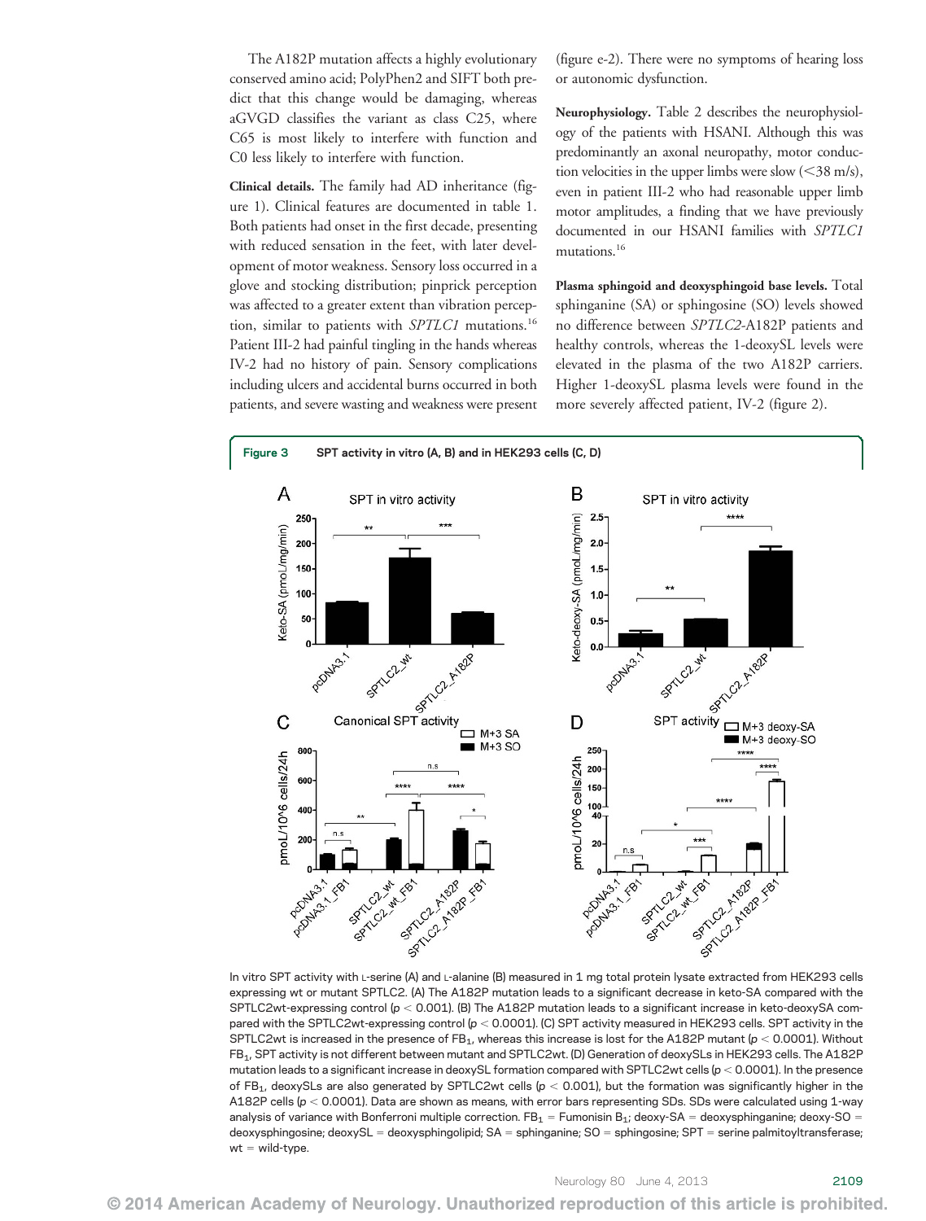The A182P mutation affects a highly evolutionary conserved amino acid; PolyPhen2 and SIFT both predict that this change would be damaging, whereas aGVGD classifies the variant as class C25, where C65 is most likely to interfere with function and C0 less likely to interfere with function.

**Clinical details.** The family had AD inheritance (figure 1). Clinical features are documented in table 1. Both patients had onset in the first decade, presenting with reduced sensation in the feet, with later development of motor weakness. Sensory loss occurred in a glove and stocking distribution; pinprick perception was affected to a greater extent than vibration perception, similar to patients with *SPTLC1* mutations.[16] Patient III-2 had painful tingling in the hands whereas IV-2 had no history of pain. Sensory complications including ulcers and accidental burns occurred in both patients, and severe wasting and weakness were present (figure e-2). There were no symptoms of hearing loss or autonomic dysfunction.

**Neurophysiology.** Table 2 describes the neurophysiology of the patients with HSANI. Although this was predominantly an axonal neuropathy, motor conduction velocities in the upper limbs were slow (<38 m/s), even in patient III-2 who had reasonable upper limb motor amplitudes, a finding that we have previously documented in our HSANI families with *SPTLC1* mutations.[16]

**Plasma sphingoid and deoxysphingoid base levels.** Total sphinganine (SA) or sphingosine (SO) levels showed no difference between *SPTLC2*-A182P patients and healthy controls, whereas the 1-deoxySL levels were elevated in the plasma of the two A182P carriers. Higher 1-deoxySL plasma levels were found in the more severely affected patient, IV-2 (figure 2).

**Figure 3** SPT activity in vitro (A, B) and in HEK293 cells (C, D)

In vitro SPT activity with L-serine (A) and L-alanine (B) measured in 1 mg total protein lysate extracted from HEK293 cells expressing wt or mutant SPTLC2. (A) The A182P mutation leads to a significant decrease in keto-SA compared with the SPTLC2wt-expressing control ($p < 0.001$). (B) The A182P mutation leads to a significant increase in keto-deoxySA compared with the SPTLC2wt-expressing control ($p < 0.0001$). (C) SPT activity measured in HEK293 cells. SPT activity in the SPTLC2wt is increased in the presence of $FB_1$, whereas this increase is lost for the A182P mutant ($p < 0.0001$). Without $FB_1$, SPT activity is not different between mutant and SPTLC2wt. (D) Generation of deoxySLs in HEK293 cells. The A182P mutation leads to a significant increase in deoxySL formation compared with SPTLC2wt cells ($p < 0.0001$). In the presence of $FB_1$, deoxySLs are also generated by SPTLC2wt cells ($p < 0.001$), but the formation was significantly higher in the A182P cells ($p < 0.0001$). Data are shown as means, with error bars representing SDs. SDs were calculated using 1-way analysis of variance with Bonferroni multiple correction. $FB_1$ = Fumonisin $B_1$; deoxy-SA = deoxysphinganine; deoxy-SO = deoxysphingosine; deoxySL = deoxysphingolipid; SA = sphinganine; SO = sphingosine; SPT = serine palmitoyltransferase; wt = wild-type.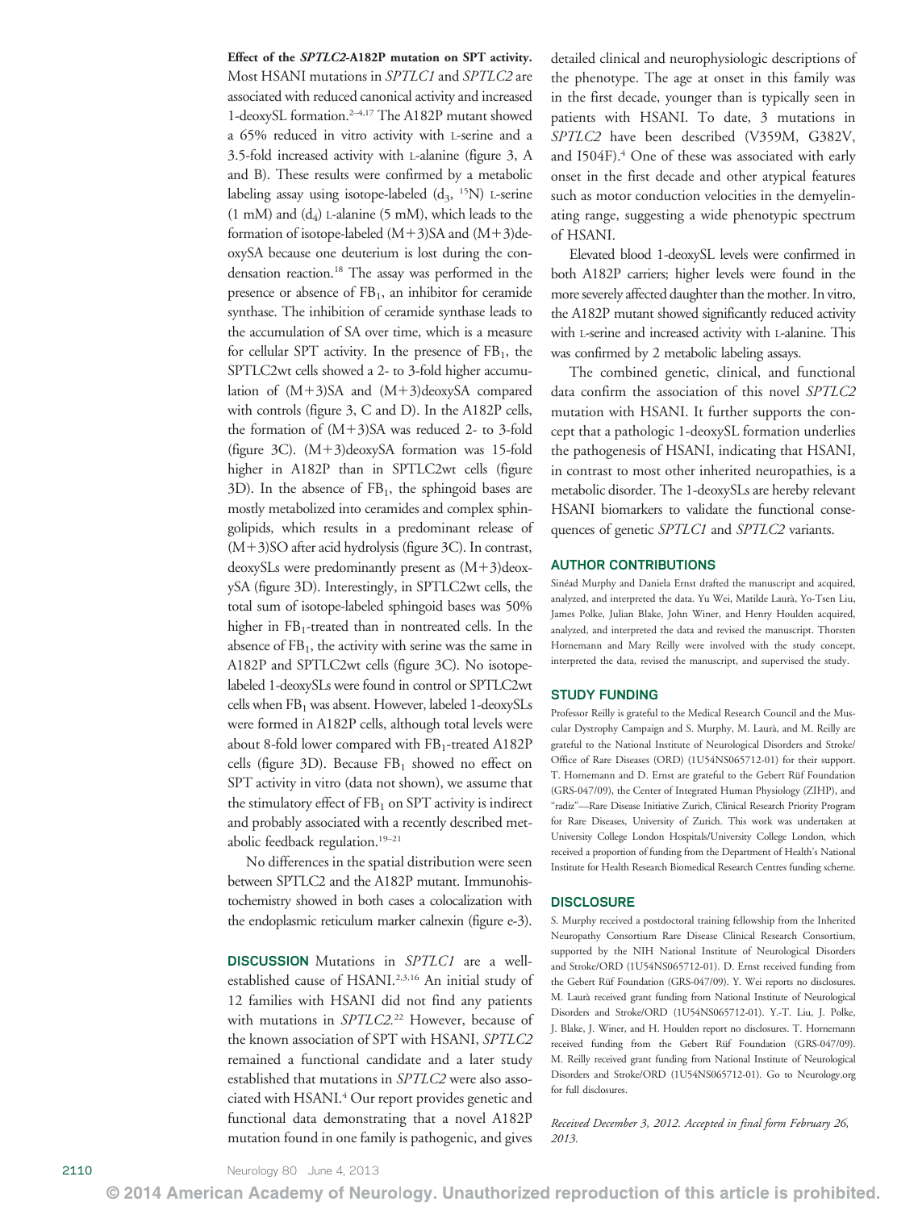**Effect of the *SPTLC2*-A182P mutation on SPT activity.** Most HSANI mutations in *SPTLC1* and *SPTLC2* are associated with reduced canonical activity and increased 1-deoxySL formation.[2–4,17] The A182P mutant showed a 65% reduced in vitro activity with L-serine and a 3.5-fold increased activity with L-alanine (figure 3, A and B). These results were confirmed by a metabolic labeling assay using isotope-labeled ($d_3$, $^{15}N$) L-serine (1 mM) and ($d_4$) L-alanine (5 mM), which leads to the formation of isotope-labeled (M+3)SA and (M+3)deoxySA because one deuterium is lost during the condensation reaction.[18] The assay was performed in the presence or absence of $FB_1$, an inhibitor for ceramide synthase. The inhibition of ceramide synthase leads to the accumulation of SA over time, which is a measure for cellular SPT activity. In the presence of $FB_1$, the SPTLC2wt cells showed a 2- to 3-fold higher accumulation of (M+3)SA and (M+3)deoxySA compared with controls (figure 3, C and D). In the A182P cells, the formation of (M+3)SA was reduced 2- to 3-fold (figure 3C). (M+3)deoxySA formation was 15-fold higher in A182P than in SPTLC2wt cells (figure 3D). In the absence of $FB_1$, the sphingoid bases are mostly metabolized into ceramides and complex sphingolipids, which results in a predominant release of (M+3)SO after acid hydrolysis (figure 3C). In contrast, deoxySLs were predominantly present as (M+3)deoxySA (figure 3D). Interestingly, in SPTLC2wt cells, the total sum of isotope-labeled sphingoid bases was 50% higher in $FB_1$-treated than in nontreated cells. In the absence of $FB_1$, the activity with serine was the same in A182P and SPTLC2wt cells (figure 3C). No isotope-labeled 1-deoxySLs were found in control or SPTLC2wt cells when $FB_1$ was absent. However, labeled 1-deoxySLs were formed in A182P cells, although total levels were about 8-fold lower compared with $FB_1$-treated A182P cells (figure 3D). Because $FB_1$ showed no effect on SPT activity in vitro (data not shown), we assume that the stimulatory effect of $FB_1$ on SPT activity is indirect and probably associated with a recently described metabolic feedback regulation.[19–21]

No differences in the spatial distribution were seen between SPTLC2 and the A182P mutant. Immunohistochemistry showed in both cases a colocalization with the endoplasmic reticulum marker calnexin (figure e-3).

**DISCUSSION** Mutations in *SPTLC1* are a well-established cause of HSANI.[2,3,16] An initial study of 12 families with HSANI did not find any patients with mutations in *SPTLC2*.[22] However, because of the known association of SPT with HSANI, *SPTLC2* remained a functional candidate and a later study established that mutations in *SPTLC2* were also associated with HSANI.[4] Our report provides genetic and functional data demonstrating that a novel A182P mutation found in one family is pathogenic, and gives detailed clinical and neurophysiologic descriptions of the phenotype. The age at onset in this family was in the first decade, younger than is typically seen in patients with HSANI. To date, 3 mutations in *SPTLC2* have been described (V359M, G382V, and I504F).[4] One of these was associated with early onset in the first decade and other atypical features such as motor conduction velocities in the demyelinating range, suggesting a wide phenotypic spectrum of HSANI.

Elevated blood 1-deoxySL levels were confirmed in both A182P carriers; higher levels were found in the more severely affected daughter than the mother. In vitro, the A182P mutant showed significantly reduced activity with L-serine and increased activity with L-alanine. This was confirmed by 2 metabolic labeling assays.

The combined genetic, clinical, and functional data confirm the association of this novel *SPTLC2* mutation with HSANI. It further supports the concept that a pathologic 1-deoxySL formation underlies the pathogenesis of HSANI, indicating that HSANI, in contrast to most other inherited neuropathies, is a metabolic disorder. The 1-deoxySLs are hereby relevant HSANI biomarkers to validate the functional consequences of genetic *SPTLC1* and *SPTLC2* variants.

## AUTHOR CONTRIBUTIONS

Sinéad Murphy and Daniela Ernst drafted the manuscript and acquired, analyzed, and interpreted the data. Yu Wei, Matilde Laurà, Yo-Tsen Liu, James Polke, Julian Blake, John Winer, and Henry Houlden acquired, analyzed, and interpreted the data and revised the manuscript. Thorsten Hornemann and Mary Reilly were involved with the study concept, interpreted the data, revised the manuscript, and supervised the study.

## STUDY FUNDING

Professor Reilly is grateful to the Medical Research Council and the Muscular Dystrophy Campaign and S. Murphy, M. Laurà, and M. Reilly are grateful to the National Institute of Neurological Disorders and Stroke/Office of Rare Diseases (ORD) (1U54NS065712-01) for their support. T. Hornemann and D. Ernst are grateful to the Gebert Rüf Foundation (GRS-047/09), the Center of Integrated Human Physiology (ZIHP), and "radiz"—Rare Disease Initiative Zurich, Clinical Research Priority Program for Rare Diseases, University of Zurich. This work was undertaken at University College London Hospitals/University College London, which received a proportion of funding from the Department of Health's National Institute for Health Research Biomedical Research Centres funding scheme.

## DISCLOSURE

S. Murphy received a postdoctoral training fellowship from the Inherited Neuropathy Consortium Rare Disease Clinical Research Consortium, supported by the NIH National Institute of Neurological Disorders and Stroke/ORD (1U54NS065712-01). D. Ernst received funding from the Gebert Rüf Foundation (GRS-047/09). Y. Wei reports no disclosures. M. Laurà received grant funding from National Institute of Neurological Disorders and Stroke/ORD (1U54NS065712-01). Y.-T. Liu, J. Polke, J. Blake, J. Winer, and H. Houlden report no disclosures. T. Hornemann received funding from the Gebert Rüf Foundation (GRS-047/09). M. Reilly received grant funding from National Institute of Neurological Disorders and Stroke/ORD (1U54NS065712-01). Go to Neurology.org for full disclosures.

*Received December 3, 2012. Accepted in final form February 26, 2013.*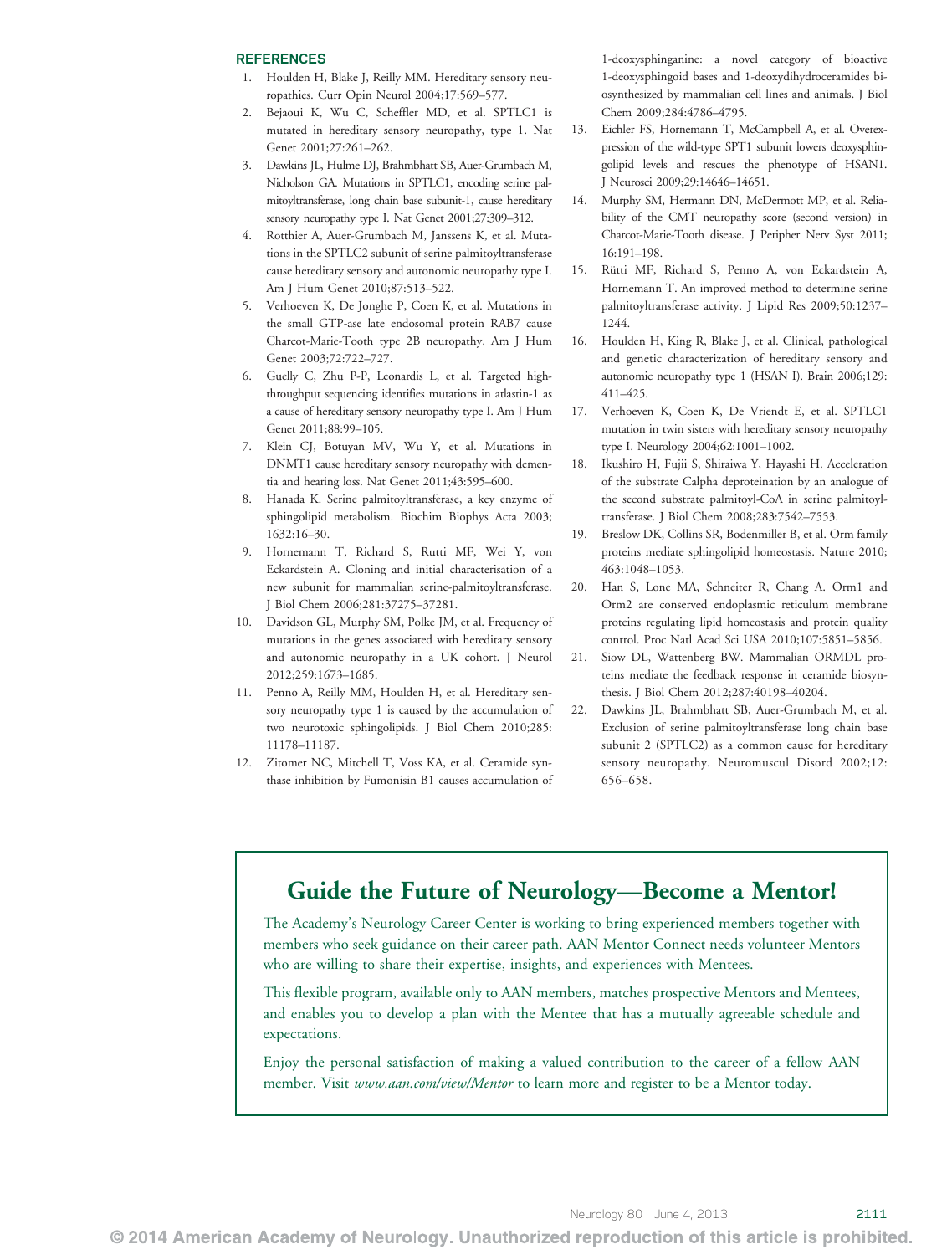## REFERENCES

1. Houlden H, Blake J, Reilly MM. Hereditary sensory neuropathies. Curr Opin Neurol 2004;17:569–577.
2. Bejaoui K, Wu C, Scheffler MD, et al. SPTLC1 is mutated in hereditary sensory neuropathy, type 1. Nat Genet 2001;27:261–262.
3. Dawkins JL, Hulme DJ, Brahmbhatt SB, Auer-Grumbach M, Nicholson GA. Mutations in SPTLC1, encoding serine palmitoyltransferase, long chain base subunit-1, cause hereditary sensory neuropathy type I. Nat Genet 2001;27:309–312.
4. Rotthier A, Auer-Grumbach M, Janssens K, et al. Mutations in the SPTLC2 subunit of serine palmitoyltransferase cause hereditary sensory and autonomic neuropathy type I. Am J Hum Genet 2010;87:513–522.
5. Verhoeven K, De Jonghe P, Coen K, et al. Mutations in the small GTP-ase late endosomal protein RAB7 cause Charcot-Marie-Tooth type 2B neuropathy. Am J Hum Genet 2003;72:722–727.
6. Guelly C, Zhu P-P, Leonardis L, et al. Targeted high-throughput sequencing identifies mutations in atlastin-1 as a cause of hereditary sensory neuropathy type I. Am J Hum Genet 2011;88:99–105.
7. Klein CJ, Botuyan MV, Wu Y, et al. Mutations in DNMT1 cause hereditary sensory neuropathy with dementia and hearing loss. Nat Genet 2011;43:595–600.
8. Hanada K. Serine palmitoyltransferase, a key enzyme of sphingolipid metabolism. Biochim Biophys Acta 2003; 1632:16–30.
9. Hornemann T, Richard S, Rutti MF, Wei Y, von Eckardstein A. Cloning and initial characterisation of a new subunit for mammalian serine-palmitoyltransferase. J Biol Chem 2006;281:37275–37281.
10. Davidson GL, Murphy SM, Polke JM, et al. Frequency of mutations in the genes associated with hereditary sensory and autonomic neuropathy in a UK cohort. J Neurol 2012;259:1673–1685.
11. Penno A, Reilly MM, Houlden H, et al. Hereditary sensory neuropathy type 1 is caused by the accumulation of two neurotoxic sphingolipids. J Biol Chem 2010;285: 11178–11187.
12. Zitomer NC, Mitchell T, Voss KA, et al. Ceramide synthase inhibition by Fumonisin B1 causes accumulation of 1-deoxysphinganine: a novel category of bioactive 1-deoxysphingoid bases and 1-deoxydihydroceramides biosynthesized by mammalian cell lines and animals. J Biol Chem 2009;284:4786–4795.
13. Eichler FS, Hornemann T, McCampbell A, et al. Overexpression of the wild-type SPT1 subunit lowers deoxysphingolipid levels and rescues the phenotype of HSAN1. J Neurosci 2009;29:14646–14651.
14. Murphy SM, Hermann DN, McDermott MP, et al. Reliability of the CMT neuropathy score (second version) in Charcot-Marie-Tooth disease. J Peripher Nerv Syst 2011; 16:191–198.
15. Rütti MF, Richard S, Penno A, von Eckardstein A, Hornemann T. An improved method to determine serine palmitoyltransferase activity. J Lipid Res 2009;50:1237–1244.
16. Houlden H, King R, Blake J, et al. Clinical, pathological and genetic characterization of hereditary sensory and autonomic neuropathy type 1 (HSAN I). Brain 2006;129: 411–425.
17. Verhoeven K, Coen K, De Vriendt E, et al. SPTLC1 mutation in twin sisters with hereditary sensory neuropathy type I. Neurology 2004;62:1001–1002.
18. Ikushiro H, Fujii S, Shiraiwa Y, Hayashi H. Acceleration of the substrate Calpha deproteination by an analogue of the second substrate palmitoyl-CoA in serine palmitoyltransferase. J Biol Chem 2008;283:7542–7553.
19. Breslow DK, Collins SR, Bodenmiller B, et al. Orm family proteins mediate sphingolipid homeostasis. Nature 2010; 463:1048–1053.
20. Han S, Lone MA, Schneiter R, Chang A. Orm1 and Orm2 are conserved endoplasmic reticulum membrane proteins regulating lipid homeostasis and protein quality control. Proc Natl Acad Sci USA 2010;107:5851–5856.
21. Siow DL, Wattenberg BW. Mammalian ORMDL proteins mediate the feedback response in ceramide biosynthesis. J Biol Chem 2012;287:40198–40204.
22. Dawkins JL, Brahmbhatt SB, Auer-Grumbach M, et al. Exclusion of serine palmitoyltransferase long chain base subunit 2 (SPTLC2) as a common cause for hereditary sensory neuropathy. Neuromuscul Disord 2002;12: 656–658.

## Guide the Future of Neurology—Become a Mentor!

The Academy's Neurology Career Center is working to bring experienced members together with members who seek guidance on their career path. AAN Mentor Connect needs volunteer Mentors who are willing to share their expertise, insights, and experiences with Mentees.

This flexible program, available only to AAN members, matches prospective Mentors and Mentees, and enables you to develop a plan with the Mentee that has a mutually agreeable schedule and expectations.

Enjoy the personal satisfaction of making a valued contribution to the career of a fellow AAN member. Visit *www.aan.com/view/Mentor* to learn more and register to be a Mentor today.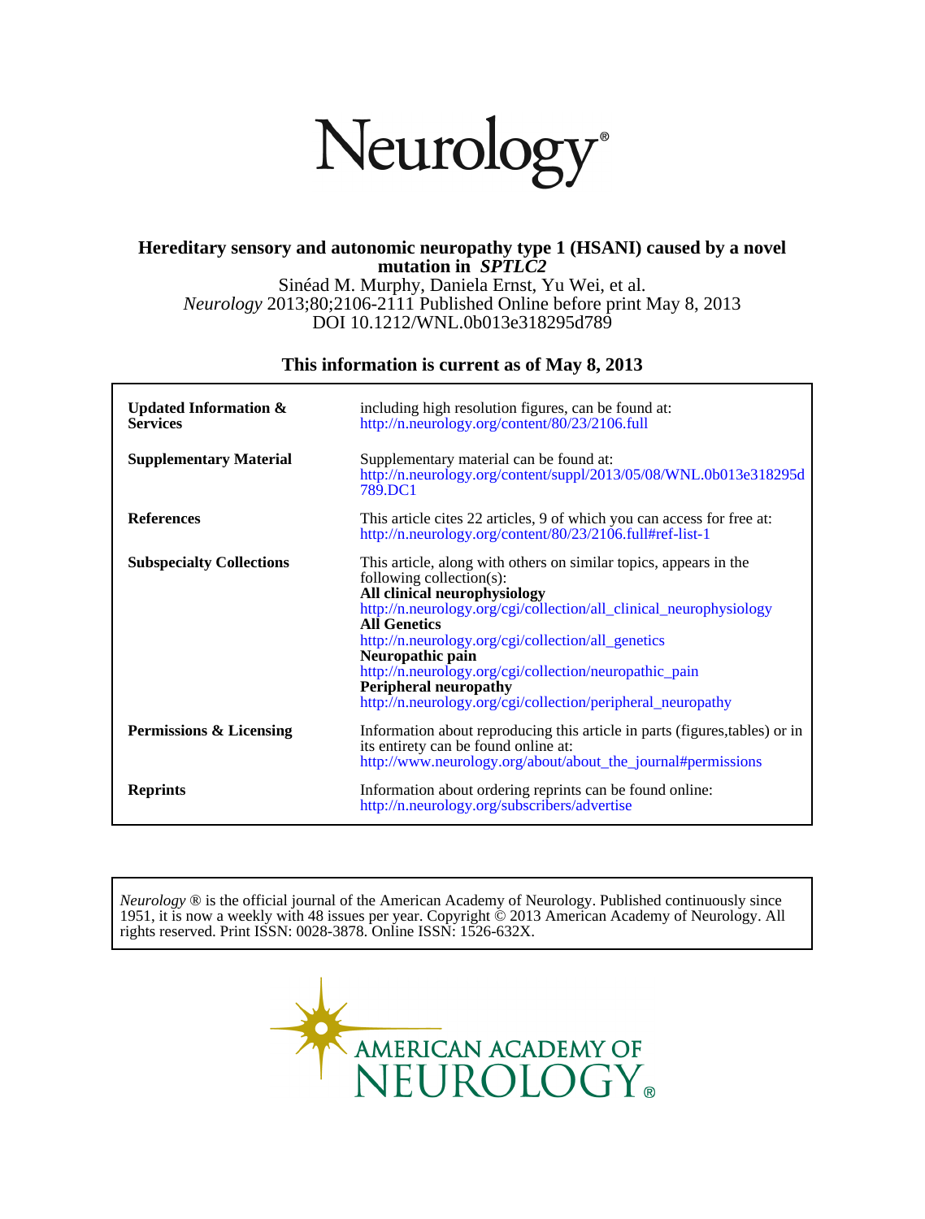# Neurology®

**Hereditary sensory and autonomic neuropathy type 1 (HSANI) caused by a novel mutation in *SPTLC2***

Sinéad M. Murphy, Daniela Ernst, Yu Wei, et al.

*Neurology* 2013;80;2106-2111 Published Online before print May 8, 2013

DOI 10.1212/WNL.0b013e318295d789

**This information is current as of May 8, 2013**

| | |
|---|---|
| **Updated Information & Services** | including high resolution figures, can be found at: http://n.neurology.org/content/80/23/2106.full |
| **Supplementary Material** | Supplementary material can be found at: http://n.neurology.org/content/suppl/2013/05/08/WNL.0b013e318295d789.DC1 |
| **References** | This article cites 22 articles, 9 of which you can access for free at: http://n.neurology.org/content/80/23/2106.full#ref-list-1 |
| **Subspecialty Collections** | This article, along with others on similar topics, appears in the following collection(s): **All clinical neurophysiology** http://n.neurology.org/cgi/collection/all_clinical_neurophysiology **All Genetics** http://n.neurology.org/cgi/collection/all_genetics **Neuropathic pain** http://n.neurology.org/cgi/collection/neuropathic_pain **Peripheral neuropathy** http://n.neurology.org/cgi/collection/peripheral_neuropathy |
| **Permissions & Licensing** | Information about reproducing this article in parts (figures,tables) or in its entirety can be found online at: http://www.neurology.org/about/about_the_journal#permissions |
| **Reprints** | Information about ordering reprints can be found online: http://n.neurology.org/subscribers/advertise |

*Neurology* ® is the official journal of the American Academy of Neurology. Published continuously since 1951, it is now a weekly with 48 issues per year. Copyright © 2013 American Academy of Neurology. All rights reserved. Print ISSN: 0028-3878. Online ISSN: 1526-632X.

AMERICAN ACADEMY OF NEUROLOGY®